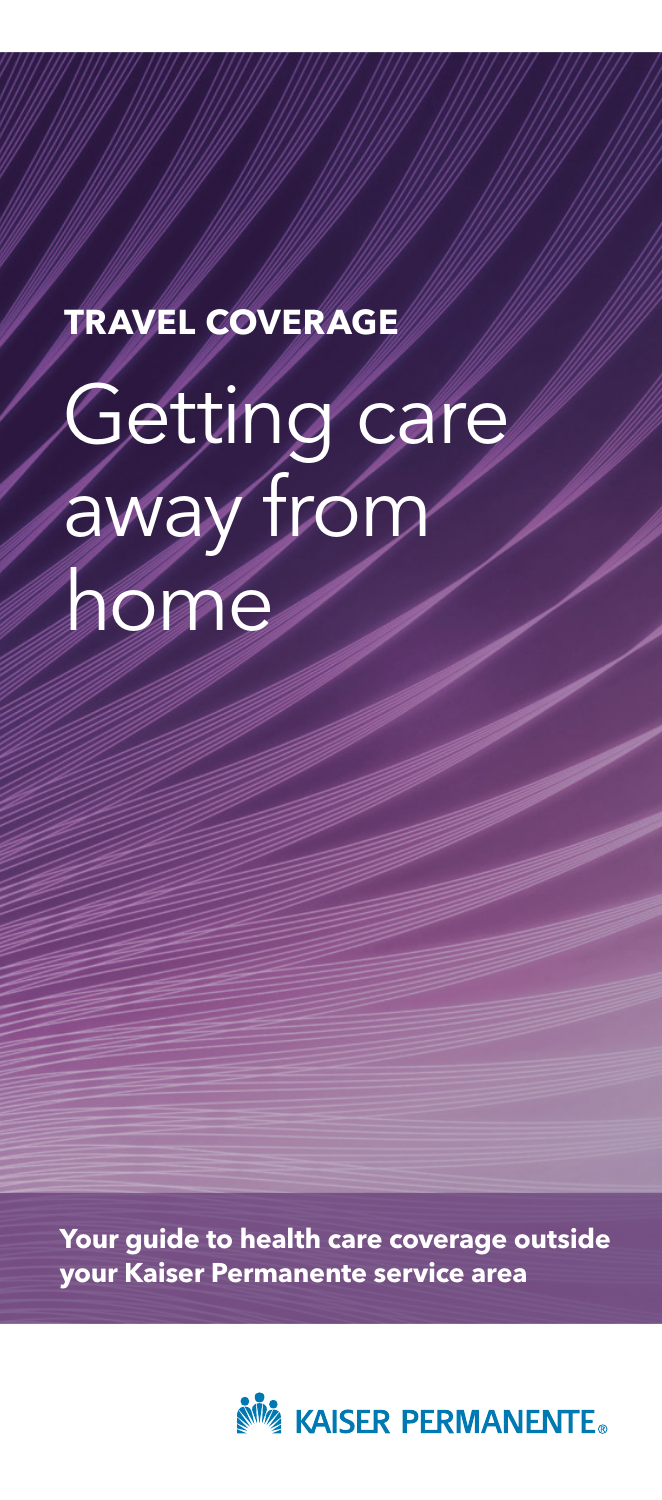**TRAVEL COVERAGE**

# Getting care away from home

**Your guide to health care coverage outside your Kaiser Permanente service area**

KAISER PERMANENTE®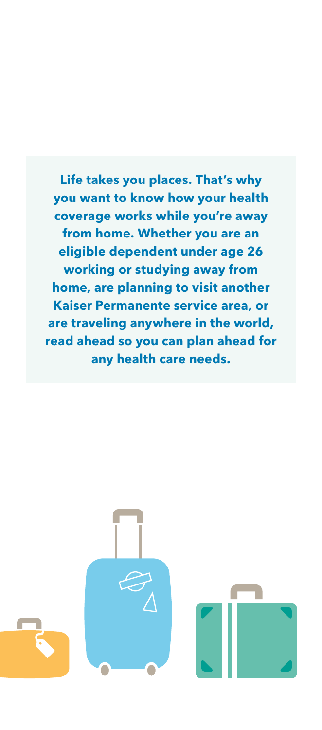**Life takes you places. That's why you want to know how your health coverage works while you're away from home. Whether you are an eligible dependent under age 26 working or studying away from home, are planning to visit another Kaiser Permanente service area, or are traveling anywhere in the world, read ahead so you can plan ahead for any health care needs.**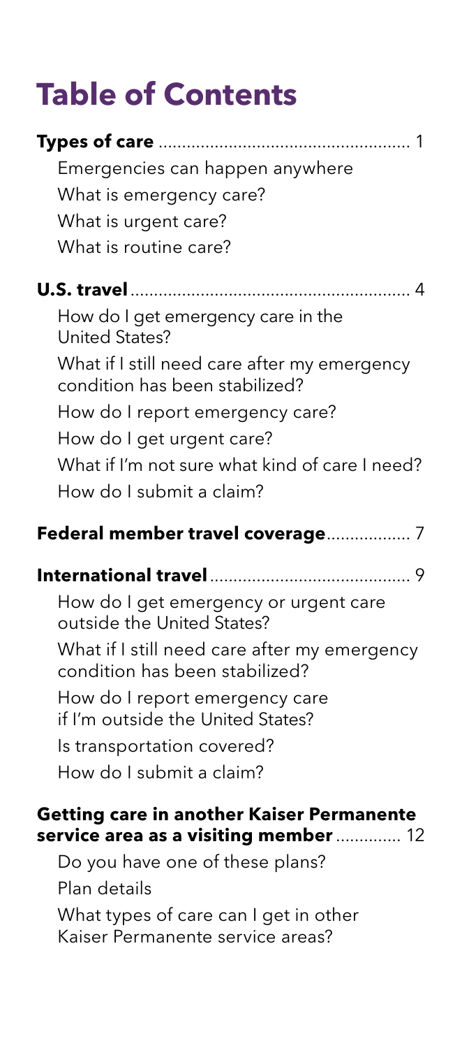# Table of Contents

**Types of care** ..................................................... 1

- Emergencies can happen anywhere
- What is emergency care?
- What is urgent care?
- What is routine care?

**U.S. travel** ........................................................... 4

- How do I get emergency care in the United States?
- What if I still need care after my emergency condition has been stabilized?
- How do I report emergency care?
- How do I get urgent care?
- What if I'm not sure what kind of care I need?
- How do I submit a claim?

**Federal member travel coverage**................. 7

**International travel**........................................... 9

- How do I get emergency or urgent care outside the United States?
- What if I still need care after my emergency condition has been stabilized?
- How do I report emergency care if I'm outside the United States?
- Is transportation covered?
- How do I submit a claim?

**Getting care in another Kaiser Permanente service area as a visiting member** ............. 12

- Do you have one of these plans?
- Plan details
- What types of care can I get in other Kaiser Permanente service areas?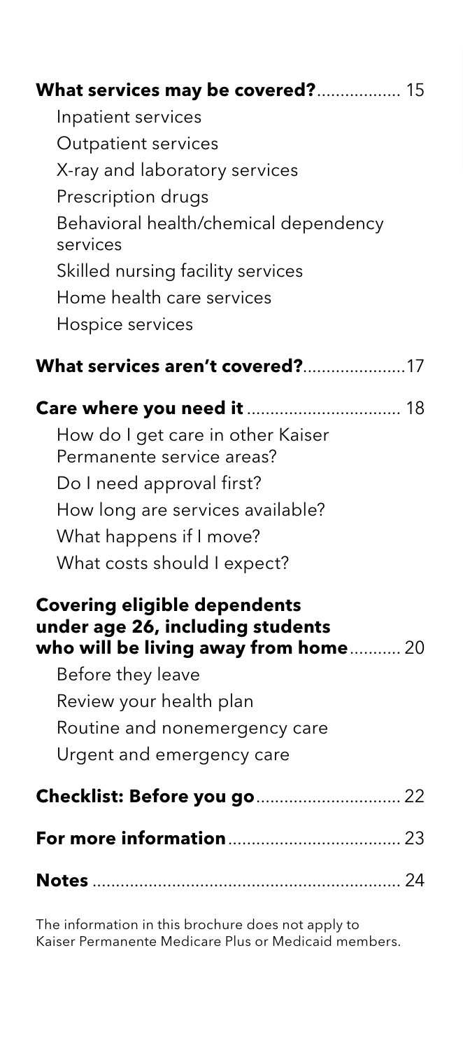**What services may be covered?** ................. 15

- Inpatient services
- Outpatient services
- X-ray and laboratory services
- Prescription drugs
- Behavioral health/chemical dependency services
- Skilled nursing facility services
- Home health care services
- Hospice services

**What services aren't covered?** ..................... 17

**Care where you need it** ................................ 18

- How do I get care in other Kaiser Permanente service areas?
- Do I need approval first?
- How long are services available?
- What happens if I move?
- What costs should I expect?

**Covering eligible dependents under age 26, including students who will be living away from home** ........... 20

- Before they leave
- Review your health plan
- Routine and nonemergency care
- Urgent and emergency care

**Checklist: Before you go** .............................. 22

**For more information** .................................... 23

**Notes** ................................................................. 24

The information in this brochure does not apply to Kaiser Permanente Medicare Plus or Medicaid members.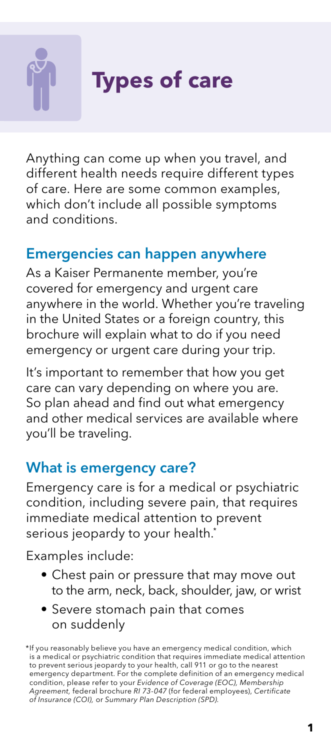# Types of care

Anything can come up when you travel, and different health needs require different types of care. Here are some common examples, which don't include all possible symptoms and conditions.

## Emergencies can happen anywhere

As a Kaiser Permanente member, you're covered for emergency and urgent care anywhere in the world. Whether you're traveling in the United States or a foreign country, this brochure will explain what to do if you need emergency or urgent care during your trip.

It's important to remember that how you get care can vary depending on where you are. So plan ahead and find out what emergency and other medical services are available where you'll be traveling.

## What is emergency care?

Emergency care is for a medical or psychiatric condition, including severe pain, that requires immediate medical attention to prevent serious jeopardy to your health.*

Examples include:

- Chest pain or pressure that may move out to the arm, neck, back, shoulder, jaw, or wrist
- Severe stomach pain that comes on suddenly

*If you reasonably believe you have an emergency medical condition, which is a medical or psychiatric condition that requires immediate medical attention to prevent serious jeopardy to your health, call 911 or go to the nearest emergency department. For the complete definition of an emergency medical condition, please refer to your *Evidence of Coverage (EOC), Membership Agreement,* federal brochure *RI 73-047* (for federal employees), *Certificate of Insurance (COI),* or *Summary Plan Description (SPD).*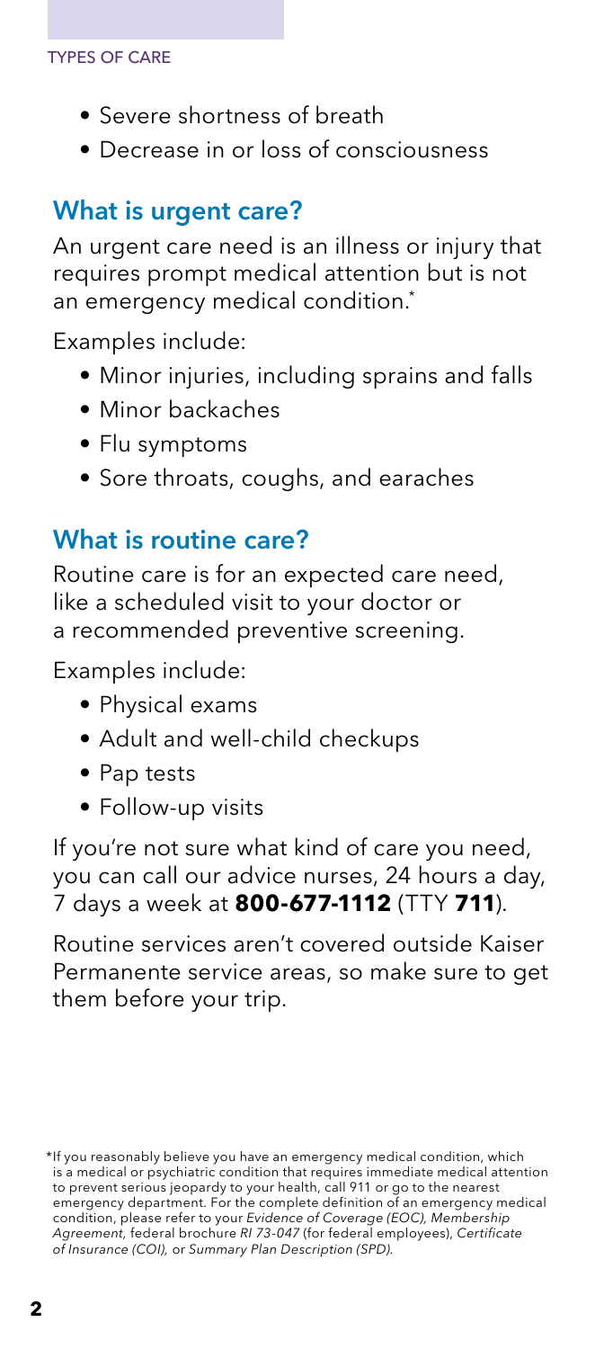- Severe shortness of breath
- Decrease in or loss of consciousness

## What is urgent care?

An urgent care need is an illness or injury that requires prompt medical attention but is not an emergency medical condition.*

Examples include:

- Minor injuries, including sprains and falls
- Minor backaches
- Flu symptoms
- Sore throats, coughs, and earaches

## What is routine care?

Routine care is for an expected care need, like a scheduled visit to your doctor or a recommended preventive screening.

Examples include:

- Physical exams
- Adult and well-child checkups
- Pap tests
- Follow-up visits

If you're not sure what kind of care you need, you can call our advice nurses, 24 hours a day, 7 days a week at **800-677-1112** (TTY **711**).

Routine services aren't covered outside Kaiser Permanente service areas, so make sure to get them before your trip.

*If you reasonably believe you have an emergency medical condition, which is a medical or psychiatric condition that requires immediate medical attention to prevent serious jeopardy to your health, call 911 or go to the nearest emergency department. For the complete definition of an emergency medical condition, please refer to your *Evidence of Coverage (EOC), Membership Agreement,* federal brochure *RI 73-047* (for federal employees), *Certificate of Insurance (COI),* or *Summary Plan Description (SPD).*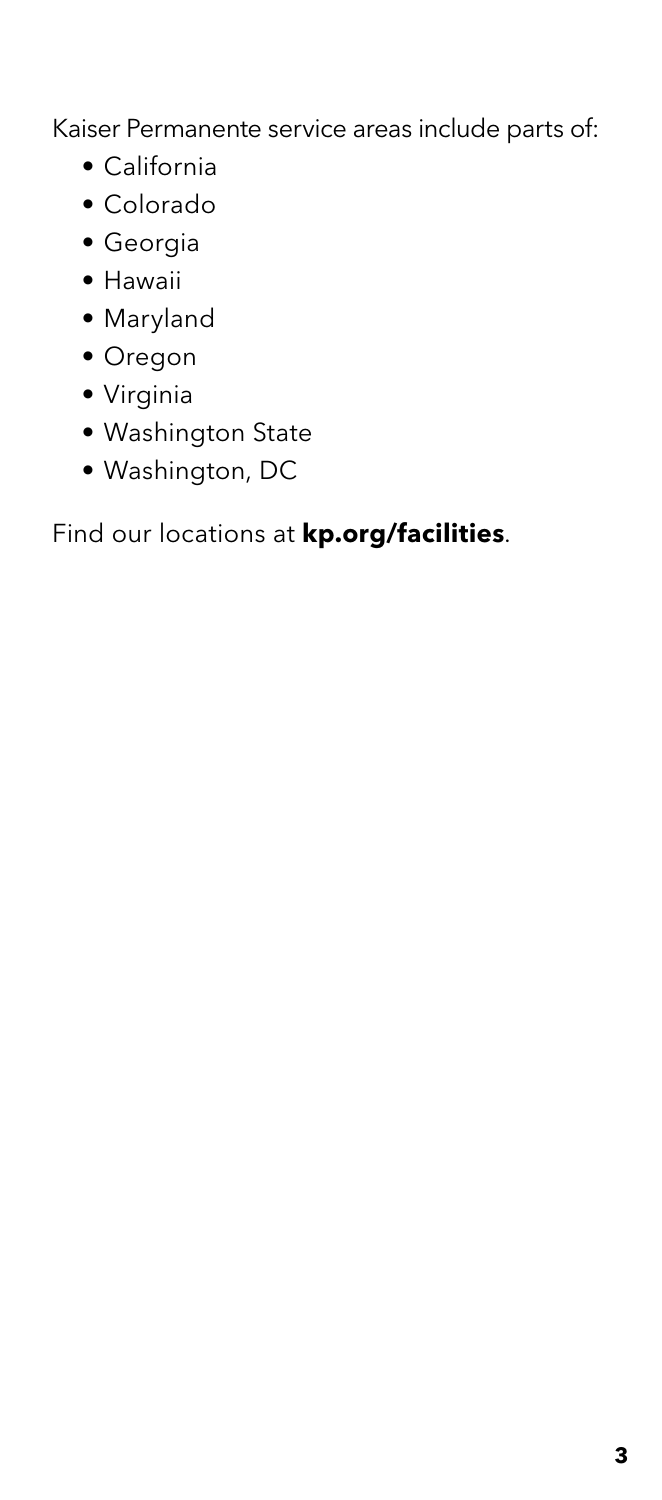Kaiser Permanente service areas include parts of:

- California
- Colorado
- Georgia
- Hawaii
- Maryland
- Oregon
- Virginia
- Washington State
- Washington, DC

Find our locations at **kp.org/facilities**.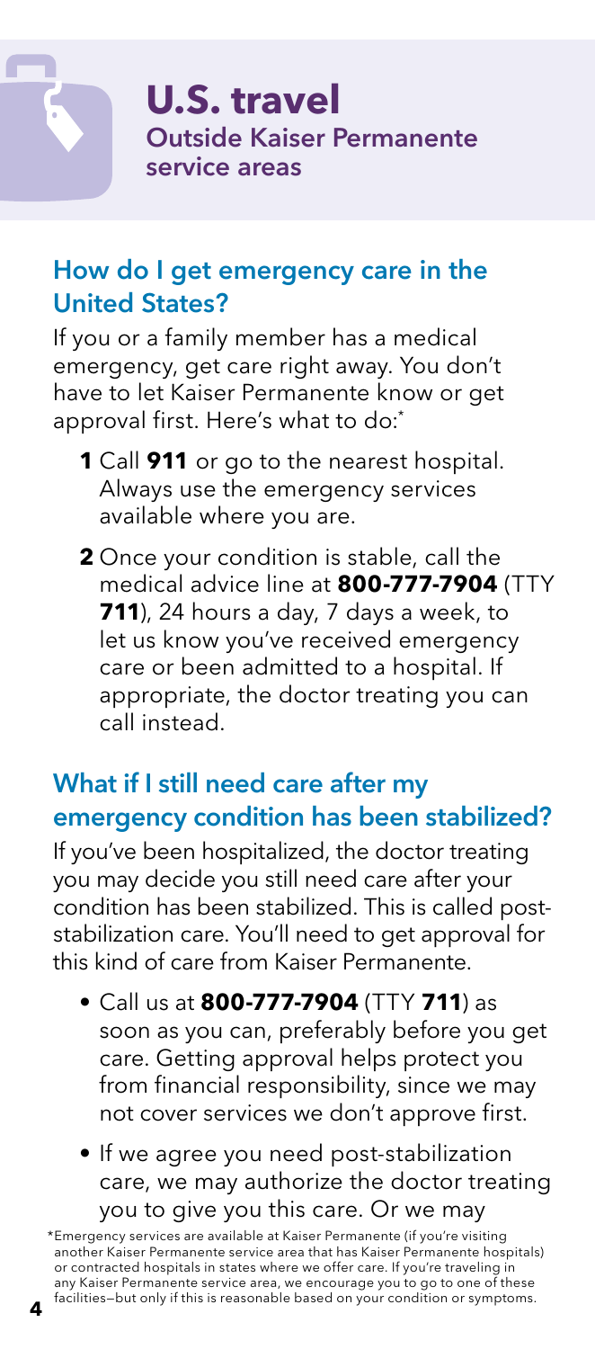# U.S. travel

## Outside Kaiser Permanente service areas

### How do I get emergency care in the United States?

If you or a family member has a medical emergency, get care right away. You don't have to let Kaiser Permanente know or get approval first. Here's what to do:*

1. Call **911** or go to the nearest hospital. Always use the emergency services available where you are.
2. Once your condition is stable, call the medical advice line at **800-777-7904** (TTY **711**), 24 hours a day, 7 days a week, to let us know you've received emergency care or been admitted to a hospital. If appropriate, the doctor treating you can call instead.

### What if I still need care after my emergency condition has been stabilized?

If you've been hospitalized, the doctor treating you may decide you still need care after your condition has been stabilized. This is called post-stabilization care. You'll need to get approval for this kind of care from Kaiser Permanente.

- Call us at **800-777-7904** (TTY **711**) as soon as you can, preferably before you get care. Getting approval helps protect you from financial responsibility, since we may not cover services we don't approve first.
- If we agree you need post-stabilization care, we may authorize the doctor treating you to give you this care. Or we may

*Emergency services are available at Kaiser Permanente (if you're visiting another Kaiser Permanente service area that has Kaiser Permanente hospitals) or contracted hospitals in states where we offer care. If you're traveling in any Kaiser Permanente service area, we encourage you to go to one of these facilities—but only if this is reasonable based on your condition or symptoms.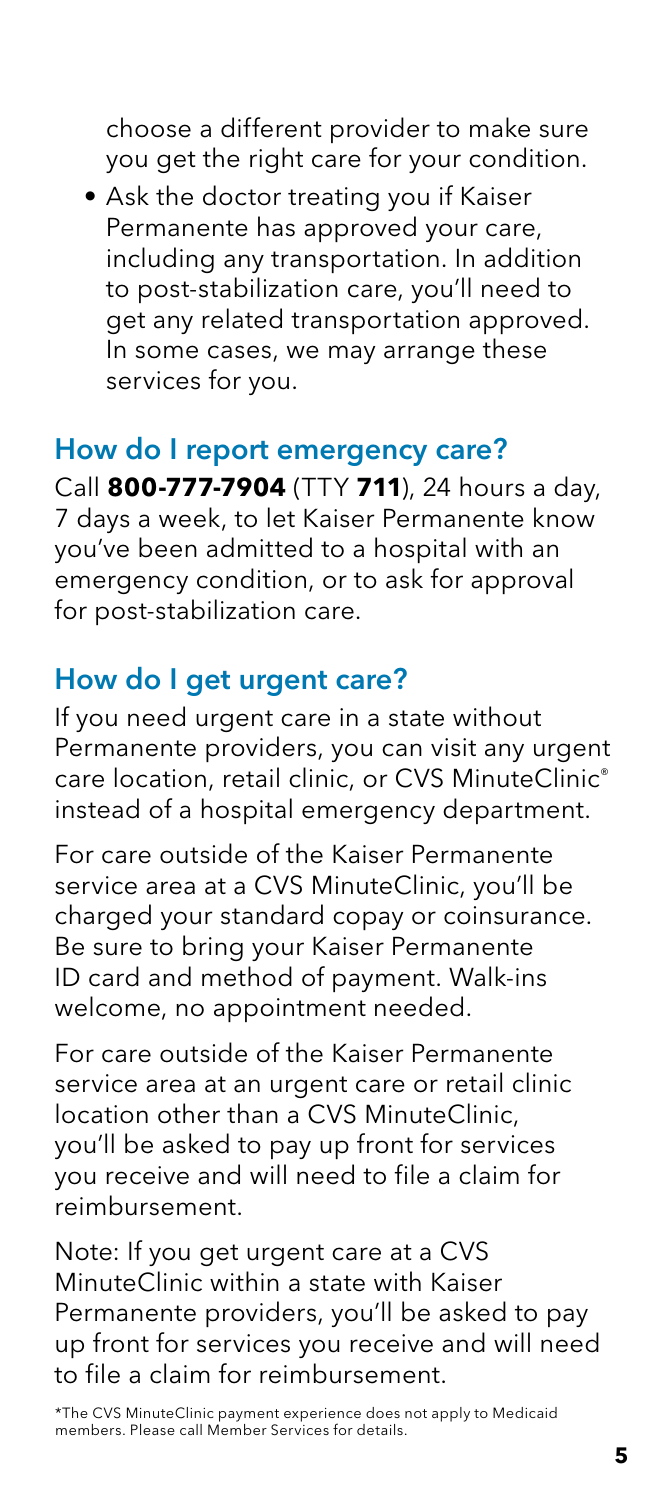choose a different provider to make sure you get the right care for your condition.

- Ask the doctor treating you if Kaiser Permanente has approved your care, including any transportation. In addition to post-stabilization care, you'll need to get any related transportation approved. In some cases, we may arrange these services for you.

## How do I report emergency care?

Call **800-777-7904** (TTY **711**), 24 hours a day, 7 days a week, to let Kaiser Permanente know you've been admitted to a hospital with an emergency condition, or to ask for approval for post-stabilization care.

## How do I get urgent care?

If you need urgent care in a state without Permanente providers, you can visit any urgent care location, retail clinic, or CVS MinuteClinic® instead of a hospital emergency department.

For care outside of the Kaiser Permanente service area at a CVS MinuteClinic, you'll be charged your standard copay or coinsurance. Be sure to bring your Kaiser Permanente ID card and method of payment. Walk-ins welcome, no appointment needed.

For care outside of the Kaiser Permanente service area at an urgent care or retail clinic location other than a CVS MinuteClinic, you'll be asked to pay up front for services you receive and will need to file a claim for reimbursement.

Note: If you get urgent care at a CVS MinuteClinic within a state with Kaiser Permanente providers, you'll be asked to pay up front for services you receive and will need to file a claim for reimbursement.

*The CVS MinuteClinic payment experience does not apply to Medicaid members. Please call Member Services for details.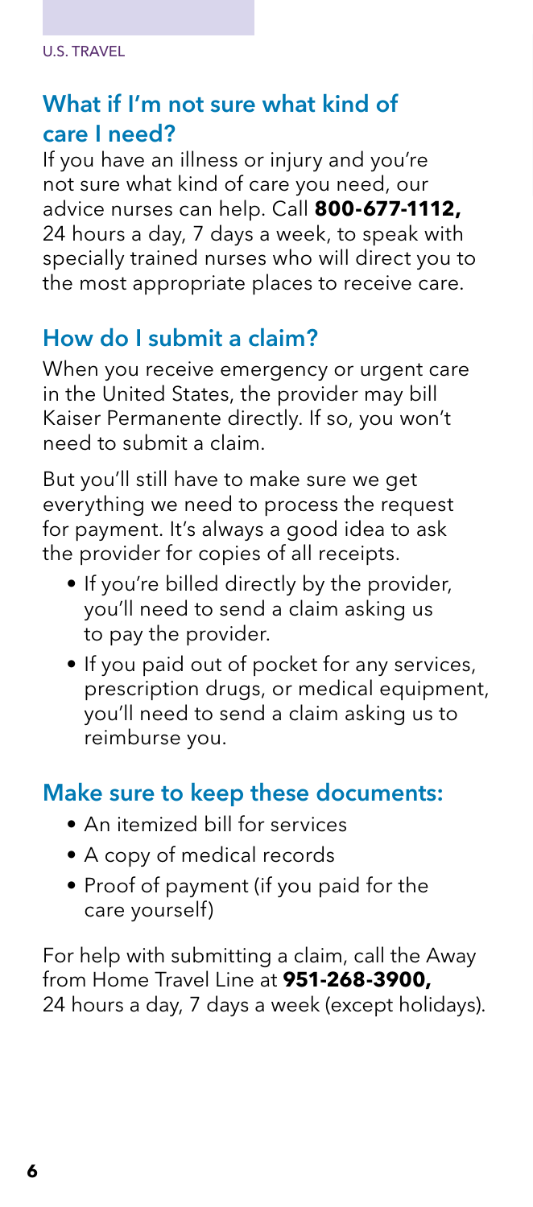## What if I'm not sure what kind of care I need?

If you have an illness or injury and you're not sure what kind of care you need, our advice nurses can help. Call **800-677-1112,** 24 hours a day, 7 days a week, to speak with specially trained nurses who will direct you to the most appropriate places to receive care.

## How do I submit a claim?

When you receive emergency or urgent care in the United States, the provider may bill Kaiser Permanente directly. If so, you won't need to submit a claim.

But you'll still have to make sure we get everything we need to process the request for payment. It's always a good idea to ask the provider for copies of all receipts.

- If you're billed directly by the provider, you'll need to send a claim asking us to pay the provider.
- If you paid out of pocket for any services, prescription drugs, or medical equipment, you'll need to send a claim asking us to reimburse you.

## Make sure to keep these documents:

- An itemized bill for services
- A copy of medical records
- Proof of payment (if you paid for the care yourself)

For help with submitting a claim, call the Away from Home Travel Line at **951-268-3900,** 24 hours a day, 7 days a week (except holidays).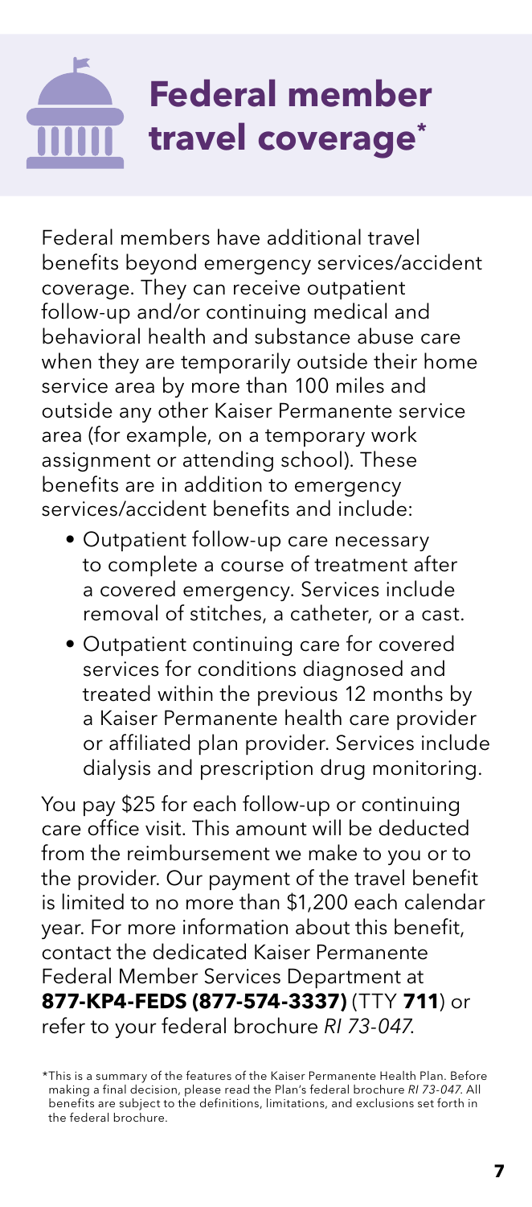# Federal member travel coverage*

Federal members have additional travel benefits beyond emergency services/accident coverage. They can receive outpatient follow-up and/or continuing medical and behavioral health and substance abuse care when they are temporarily outside their home service area by more than 100 miles and outside any other Kaiser Permanente service area (for example, on a temporary work assignment or attending school). These benefits are in addition to emergency services/accident benefits and include:

- Outpatient follow-up care necessary to complete a course of treatment after a covered emergency. Services include removal of stitches, a catheter, or a cast.
- Outpatient continuing care for covered services for conditions diagnosed and treated within the previous 12 months by a Kaiser Permanente health care provider or affiliated plan provider. Services include dialysis and prescription drug monitoring.

You pay $25 for each follow-up or continuing care office visit. This amount will be deducted from the reimbursement we make to you or to the provider. Our payment of the travel benefit is limited to no more than $1,200 each calendar year. For more information about this benefit, contact the dedicated Kaiser Permanente Federal Member Services Department at **877-KP4-FEDS (877-574-3337)** (TTY **711**) or refer to your federal brochure *RI 73-047*.

*This is a summary of the features of the Kaiser Permanente Health Plan. Before making a final decision, please read the Plan's federal brochure *RI 73-047*. All benefits are subject to the definitions, limitations, and exclusions set forth in the federal brochure.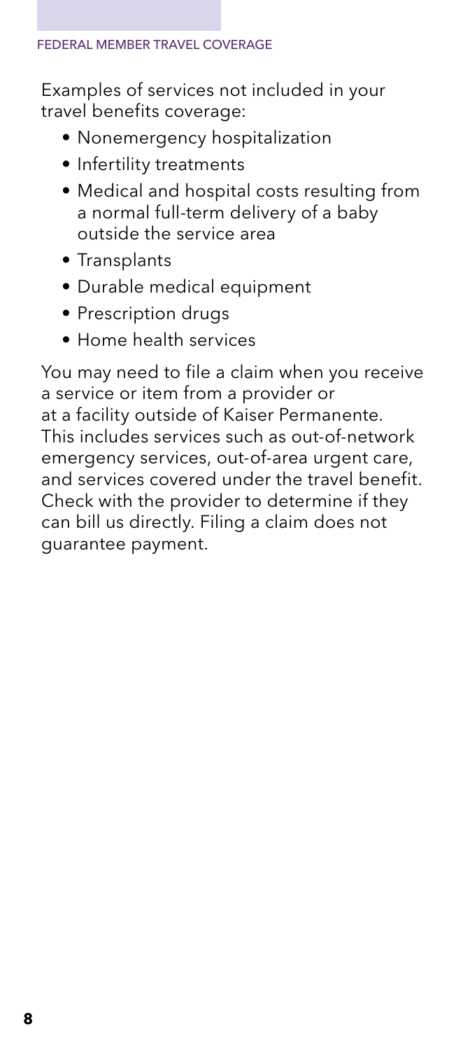Examples of services not included in your travel benefits coverage:

- Nonemergency hospitalization
- Infertility treatments
- Medical and hospital costs resulting from a normal full-term delivery of a baby outside the service area
- Transplants
- Durable medical equipment
- Prescription drugs
- Home health services

You may need to file a claim when you receive a service or item from a provider or at a facility outside of Kaiser Permanente. This includes services such as out-of-network emergency services, out-of-area urgent care, and services covered under the travel benefit. Check with the provider to determine if they can bill us directly. Filing a claim does not guarantee payment.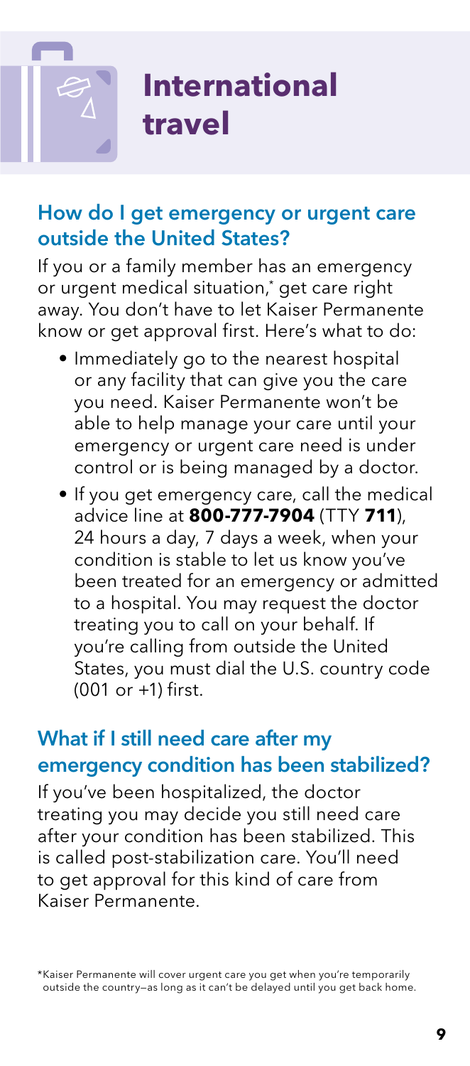# International travel

## How do I get emergency or urgent care outside the United States?

If you or a family member has an emergency or urgent medical situation,* get care right away. You don't have to let Kaiser Permanente know or get approval first. Here's what to do:

- Immediately go to the nearest hospital or any facility that can give you the care you need. Kaiser Permanente won't be able to help manage your care until your emergency or urgent care need is under control or is being managed by a doctor.
- If you get emergency care, call the medical advice line at **800-777-7904** (TTY **711**), 24 hours a day, 7 days a week, when your condition is stable to let us know you've been treated for an emergency or admitted to a hospital. You may request the doctor treating you to call on your behalf. If you're calling from outside the United States, you must dial the U.S. country code (001 or +1) first.

## What if I still need care after my emergency condition has been stabilized?

If you've been hospitalized, the doctor treating you may decide you still need care after your condition has been stabilized. This is called post-stabilization care. You'll need to get approval for this kind of care from Kaiser Permanente.

*Kaiser Permanente will cover urgent care you get when you're temporarily outside the country—as long as it can't be delayed until you get back home.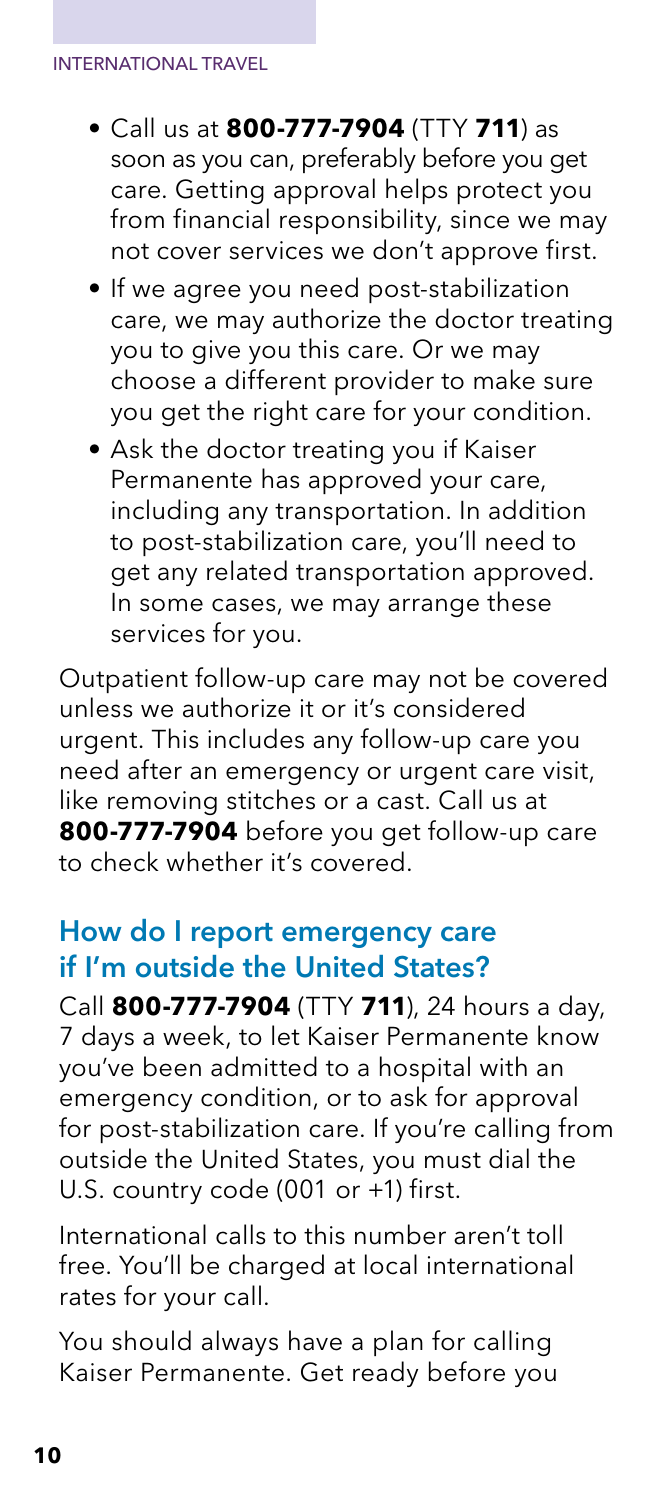- Call us at **800-777-7904** (TTY **711**) as soon as you can, preferably before you get care. Getting approval helps protect you from financial responsibility, since we may not cover services we don't approve first.
- If we agree you need post-stabilization care, we may authorize the doctor treating you to give you this care. Or we may choose a different provider to make sure you get the right care for your condition.
- Ask the doctor treating you if Kaiser Permanente has approved your care, including any transportation. In addition to post-stabilization care, you'll need to get any related transportation approved. In some cases, we may arrange these services for you.

Outpatient follow-up care may not be covered unless we authorize it or it's considered urgent. This includes any follow-up care you need after an emergency or urgent care visit, like removing stitches or a cast. Call us at **800-777-7904** before you get follow-up care to check whether it's covered.

## How do I report emergency care if I'm outside the United States?

Call **800-777-7904** (TTY **711**), 24 hours a day, 7 days a week, to let Kaiser Permanente know you've been admitted to a hospital with an emergency condition, or to ask for approval for post-stabilization care. If you're calling from outside the United States, you must dial the U.S. country code (001 or +1) first.

International calls to this number aren't toll free. You'll be charged at local international rates for your call.

You should always have a plan for calling Kaiser Permanente. Get ready before you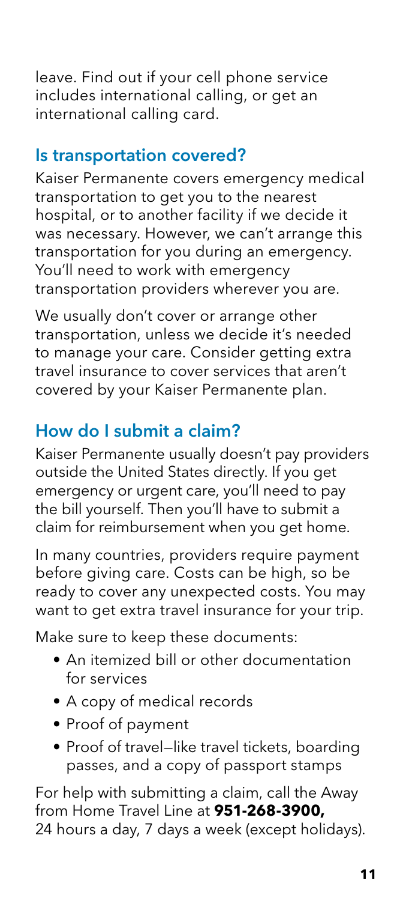leave. Find out if your cell phone service includes international calling, or get an international calling card.

## Is transportation covered?

Kaiser Permanente covers emergency medical transportation to get you to the nearest hospital, or to another facility if we decide it was necessary. However, we can't arrange this transportation for you during an emergency. You'll need to work with emergency transportation providers wherever you are.

We usually don't cover or arrange other transportation, unless we decide it's needed to manage your care. Consider getting extra travel insurance to cover services that aren't covered by your Kaiser Permanente plan.

## How do I submit a claim?

Kaiser Permanente usually doesn't pay providers outside the United States directly. If you get emergency or urgent care, you'll need to pay the bill yourself. Then you'll have to submit a claim for reimbursement when you get home.

In many countries, providers require payment before giving care. Costs can be high, so be ready to cover any unexpected costs. You may want to get extra travel insurance for your trip.

Make sure to keep these documents:

- An itemized bill or other documentation for services
- A copy of medical records
- Proof of payment
- Proof of travel—like travel tickets, boarding passes, and a copy of passport stamps

For help with submitting a claim, call the Away from Home Travel Line at **951-268-3900,** 24 hours a day, 7 days a week (except holidays).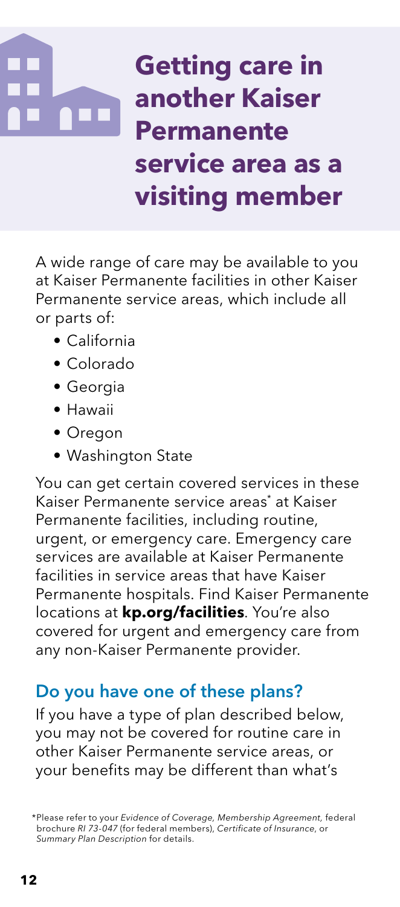# Getting care in another Kaiser Permanente service area as a visiting member

A wide range of care may be available to you at Kaiser Permanente facilities in other Kaiser Permanente service areas, which include all or parts of:

- California
- Colorado
- Georgia
- Hawaii
- Oregon
- Washington State

You can get certain covered services in these Kaiser Permanente service areas* at Kaiser Permanente facilities, including routine, urgent, or emergency care. Emergency care services are available at Kaiser Permanente facilities in service areas that have Kaiser Permanente hospitals. Find Kaiser Permanente locations at **kp.org/facilities**. You're also covered for urgent and emergency care from any non-Kaiser Permanente provider.

## Do you have one of these plans?

If you have a type of plan described below, you may not be covered for routine care in other Kaiser Permanente service areas, or your benefits may be different than what's

*Please refer to your *Evidence of Coverage, Membership Agreement,* federal brochure *RI 73-047* (for federal members), *Certificate of Insurance*, or *Summary Plan Description* for details.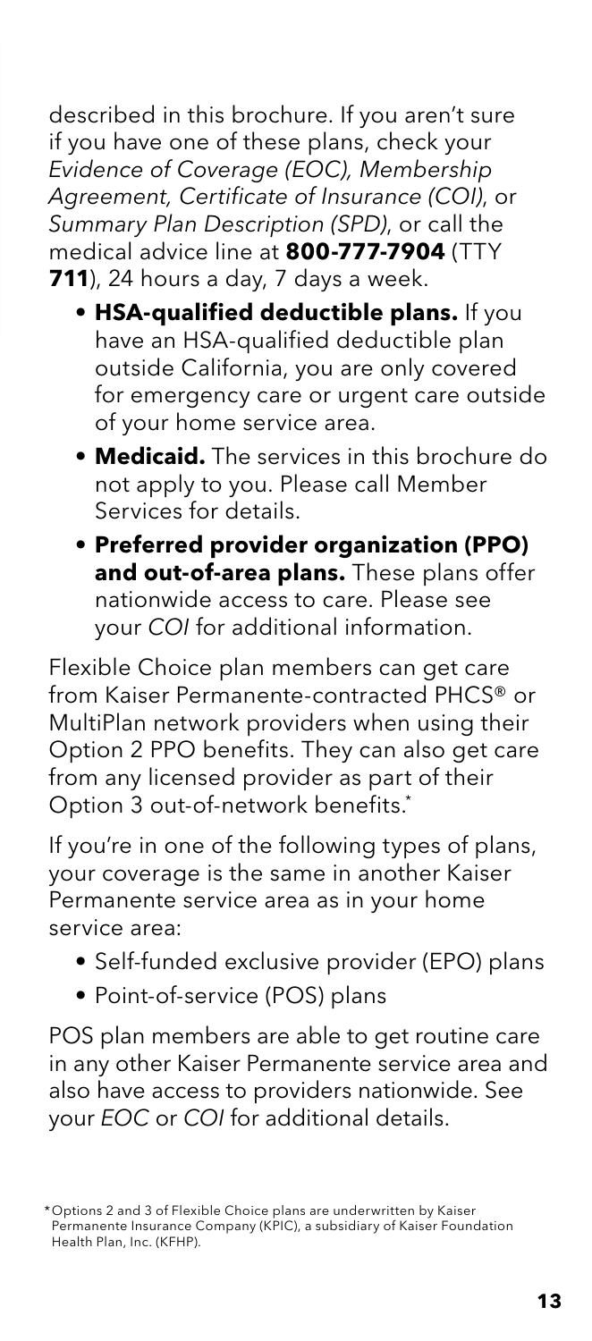described in this brochure. If you aren't sure if you have one of these plans, check your *Evidence of Coverage (EOC), Membership Agreement, Certificate of Insurance (COI)*, or *Summary Plan Description (SPD)*, or call the medical advice line at **800-777-7904** (TTY **711**), 24 hours a day, 7 days a week.

- **HSA-qualified deductible plans.** If you have an HSA-qualified deductible plan outside California, you are only covered for emergency care or urgent care outside of your home service area.
- **Medicaid.** The services in this brochure do not apply to you. Please call Member Services for details.
- **Preferred provider organization (PPO) and out-of-area plans.** These plans offer nationwide access to care. Please see your *COI* for additional information.

Flexible Choice plan members can get care from Kaiser Permanente-contracted PHCS® or MultiPlan network providers when using their Option 2 PPO benefits. They can also get care from any licensed provider as part of their Option 3 out-of-network benefits.*

If you're in one of the following types of plans, your coverage is the same in another Kaiser Permanente service area as in your home service area:

- Self-funded exclusive provider (EPO) plans
- Point-of-service (POS) plans

POS plan members are able to get routine care in any other Kaiser Permanente service area and also have access to providers nationwide. See your *EOC* or *COI* for additional details.

*Options 2 and 3 of Flexible Choice plans are underwritten by Kaiser Permanente Insurance Company (KPIC), a subsidiary of Kaiser Foundation Health Plan, Inc. (KFHP).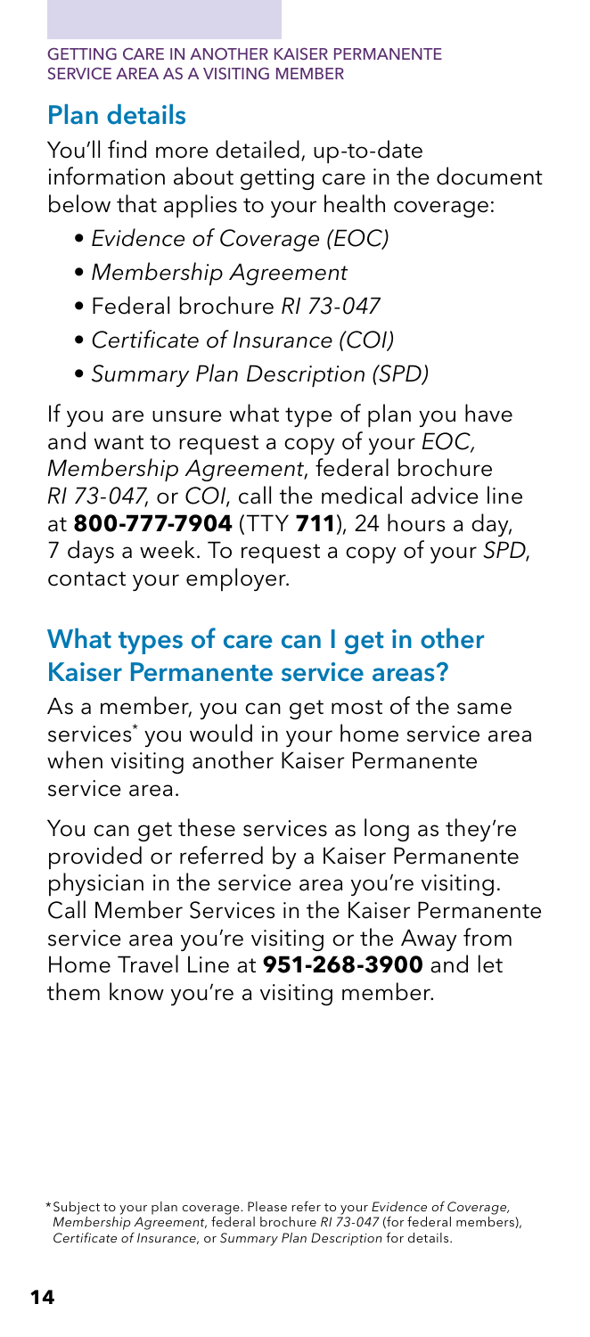GETTING CARE IN ANOTHER KAISER PERMANENTE SERVICE AREA AS A VISITING MEMBER

## Plan details

You'll find more detailed, up-to-date information about getting care in the document below that applies to your health coverage:

- *Evidence of Coverage (EOC)*
- *Membership Agreement*
- Federal brochure *RI 73-047*
- *Certificate of Insurance (COI)*
- *Summary Plan Description (SPD)*

If you are unsure what type of plan you have and want to request a copy of your *EOC, Membership Agreement*, federal brochure *RI 73-047*, or *COI*, call the medical advice line at **800-777-7904** (TTY **711**), 24 hours a day, 7 days a week. To request a copy of your *SPD*, contact your employer.

## What types of care can I get in other Kaiser Permanente service areas?

As a member, you can get most of the same services* you would in your home service area when visiting another Kaiser Permanente service area.

You can get these services as long as they're provided or referred by a Kaiser Permanente physician in the service area you're visiting. Call Member Services in the Kaiser Permanente service area you're visiting or the Away from Home Travel Line at **951-268-3900** and let them know you're a visiting member.

*Subject to your plan coverage. Please refer to your *Evidence of Coverage, Membership Agreement*, federal brochure *RI 73-047* (for federal members), *Certificate of Insurance*, or *Summary Plan Description* for details.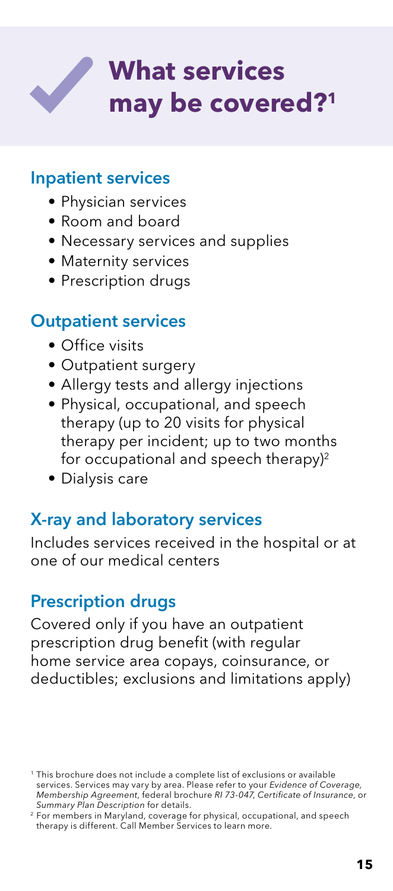# What services may be covered?[1]

## Inpatient services

- Physician services
- Room and board
- Necessary services and supplies
- Maternity services
- Prescription drugs

## Outpatient services

- Office visits
- Outpatient surgery
- Allergy tests and allergy injections
- Physical, occupational, and speech therapy (up to 20 visits for physical therapy per incident; up to two months for occupational and speech therapy)[2]
- Dialysis care

## X-ray and laboratory services

Includes services received in the hospital or at one of our medical centers

## Prescription drugs

Covered only if you have an outpatient prescription drug benefit (with regular home service area copays, coinsurance, or deductibles; exclusions and limitations apply)

[1] This brochure does not include a complete list of exclusions or available services. Services may vary by area. Please refer to your *Evidence of Coverage*, *Membership Agreement*, federal brochure *RI 73-047*, *Certificate of Insurance*, or *Summary Plan Description* for details.

[2] For members in Maryland, coverage for physical, occupational, and speech therapy is different. Call Member Services to learn more.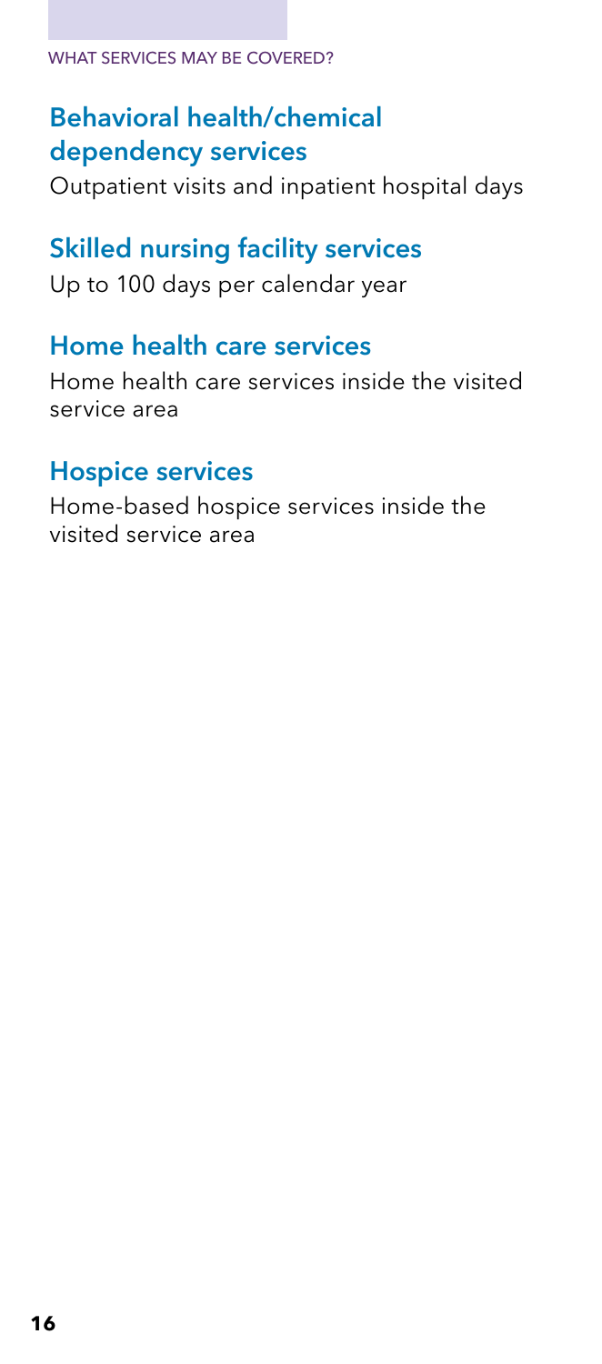## Behavioral health/chemical dependency services

Outpatient visits and inpatient hospital days

## Skilled nursing facility services

Up to 100 days per calendar year

## Home health care services

Home health care services inside the visited service area

## Hospice services

Home-based hospice services inside the visited service area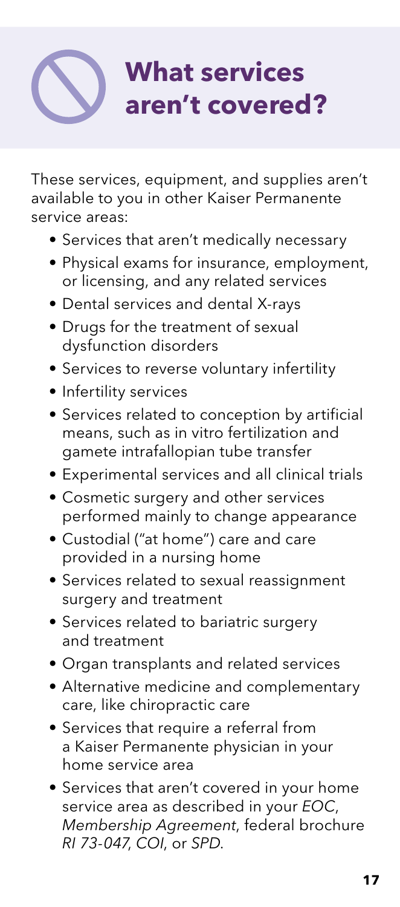# What services aren't covered?

These services, equipment, and supplies aren't available to you in other Kaiser Permanente service areas:

- Services that aren't medically necessary
- Physical exams for insurance, employment, or licensing, and any related services
- Dental services and dental X-rays
- Drugs for the treatment of sexual dysfunction disorders
- Services to reverse voluntary infertility
- Infertility services
- Services related to conception by artificial means, such as in vitro fertilization and gamete intrafallopian tube transfer
- Experimental services and all clinical trials
- Cosmetic surgery and other services performed mainly to change appearance
- Custodial ("at home") care and care provided in a nursing home
- Services related to sexual reassignment surgery and treatment
- Services related to bariatric surgery and treatment
- Organ transplants and related services
- Alternative medicine and complementary care, like chiropractic care
- Services that require a referral from a Kaiser Permanente physician in your home service area
- Services that aren't covered in your home service area as described in your *EOC*, *Membership Agreement*, federal brochure *RI 73-047*, *COI*, or *SPD*.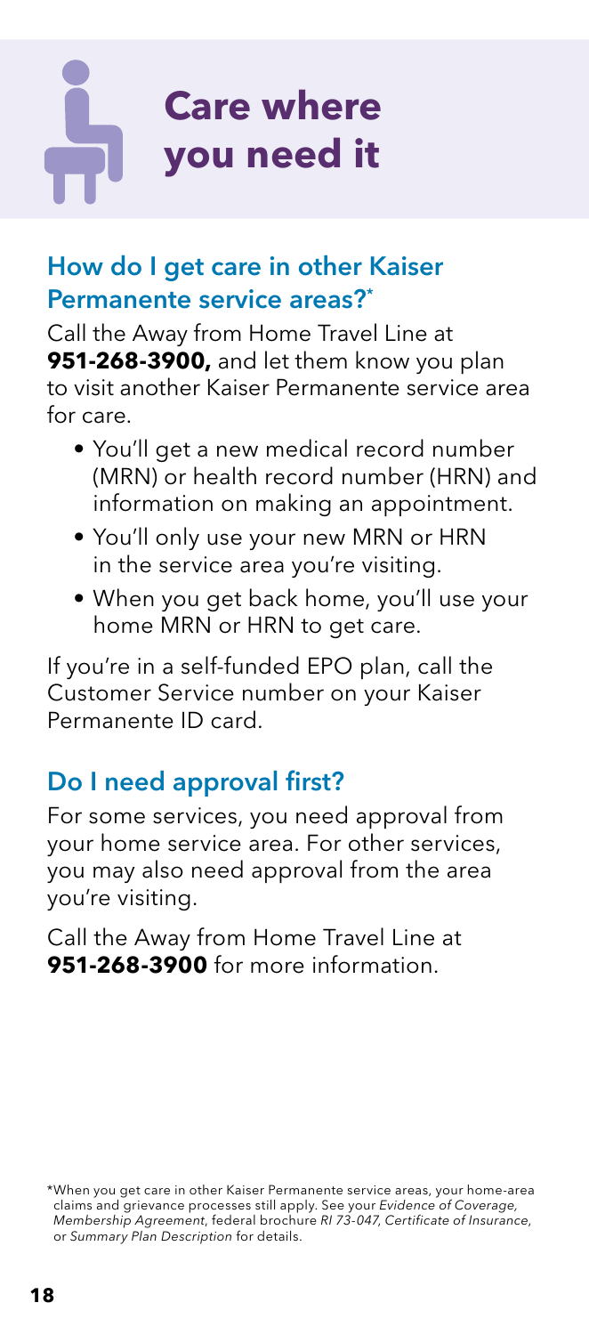# Care where you need it

## How do I get care in other Kaiser Permanente service areas?*

Call the Away from Home Travel Line at **951-268-3900,** and let them know you plan to visit another Kaiser Permanente service area for care.

- You'll get a new medical record number (MRN) or health record number (HRN) and information on making an appointment.
- You'll only use your new MRN or HRN in the service area you're visiting.
- When you get back home, you'll use your home MRN or HRN to get care.

If you're in a self-funded EPO plan, call the Customer Service number on your Kaiser Permanente ID card.

## Do I need approval first?

For some services, you need approval from your home service area. For other services, you may also need approval from the area you're visiting.

Call the Away from Home Travel Line at **951-268-3900** for more information.

*When you get care in other Kaiser Permanente service areas, your home-area claims and grievance processes still apply. See your *Evidence of Coverage, Membership Agreement*, federal brochure *RI 73-047*, *Certificate of Insurance*, or *Summary Plan Description* for details.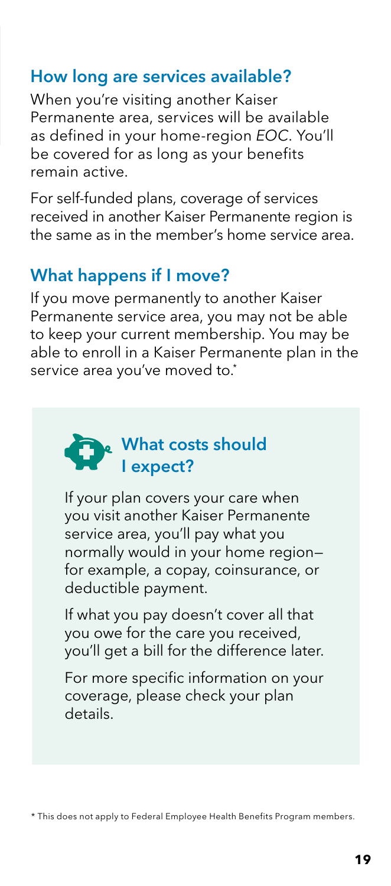## How long are services available?

When you're visiting another Kaiser Permanente area, services will be available as defined in your home-region *EOC*. You'll be covered for as long as your benefits remain active.

For self-funded plans, coverage of services received in another Kaiser Permanente region is the same as in the member's home service area.

## What happens if I move?

If you move permanently to another Kaiser Permanente service area, you may not be able to keep your current membership. You may be able to enroll in a Kaiser Permanente plan in the service area you've moved to.*

### What costs should I expect?

If your plan covers your care when you visit another Kaiser Permanente service area, you'll pay what you normally would in your home region—for example, a copay, coinsurance, or deductible payment.

If what you pay doesn't cover all that you owe for the care you received, you'll get a bill for the difference later.

For more specific information on your coverage, please check your plan details.

* This does not apply to Federal Employee Health Benefits Program members.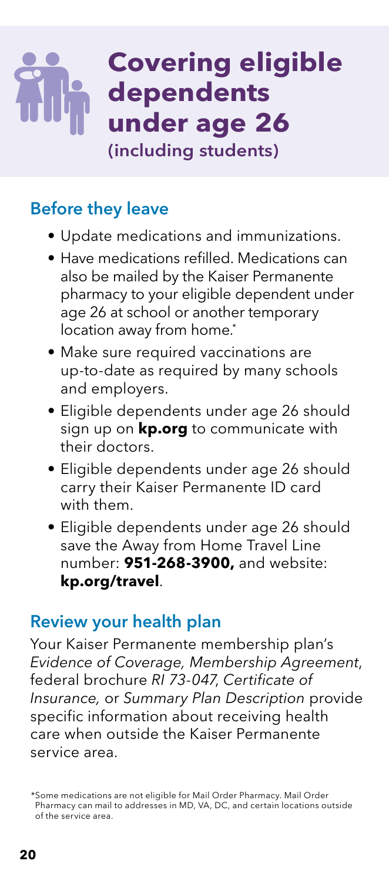# Covering eligible dependents under age 26

(including students)

## Before they leave

- Update medications and immunizations.
- Have medications refilled. Medications can also be mailed by the Kaiser Permanente pharmacy to your eligible dependent under age 26 at school or another temporary location away from home.*
- Make sure required vaccinations are up-to-date as required by many schools and employers.
- Eligible dependents under age 26 should sign up on **kp.org** to communicate with their doctors.
- Eligible dependents under age 26 should carry their Kaiser Permanente ID card with them.
- Eligible dependents under age 26 should save the Away from Home Travel Line number: **951-268-3900,** and website: **kp.org/travel**.

## Review your health plan

Your Kaiser Permanente membership plan's *Evidence of Coverage, Membership Agreement*, federal brochure *RI 73-047*, *Certificate of Insurance,* or *Summary Plan Description* provide specific information about receiving health care when outside the Kaiser Permanente service area.

*Some medications are not eligible for Mail Order Pharmacy. Mail Order Pharmacy can mail to addresses in MD, VA, DC, and certain locations outside of the service area.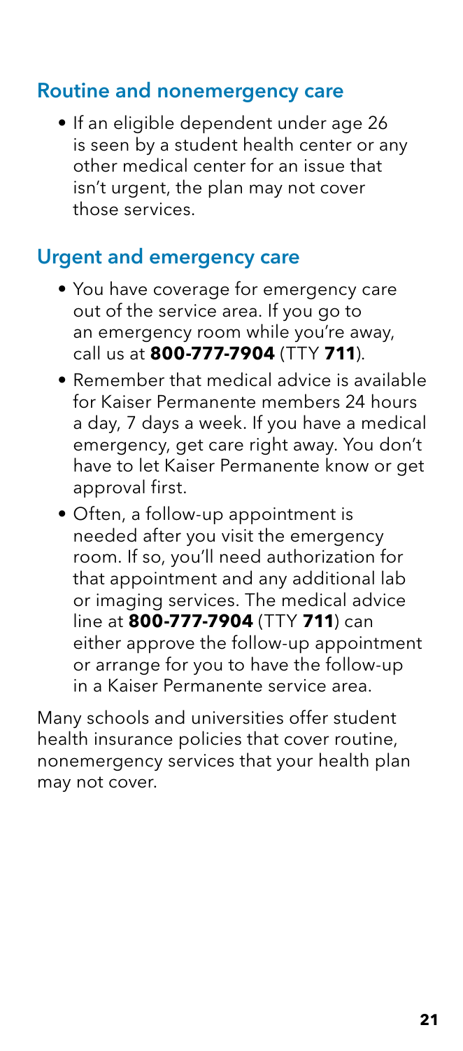## Routine and nonemergency care

- If an eligible dependent under age 26 is seen by a student health center or any other medical center for an issue that isn't urgent, the plan may not cover those services.

## Urgent and emergency care

- You have coverage for emergency care out of the service area. If you go to an emergency room while you're away, call us at **800-777-7904** (TTY **711**).
- Remember that medical advice is available for Kaiser Permanente members 24 hours a day, 7 days a week. If you have a medical emergency, get care right away. You don't have to let Kaiser Permanente know or get approval first.
- Often, a follow-up appointment is needed after you visit the emergency room. If so, you'll need authorization for that appointment and any additional lab or imaging services. The medical advice line at **800-777-7904** (TTY **711**) can either approve the follow-up appointment or arrange for you to have the follow-up in a Kaiser Permanente service area.

Many schools and universities offer student health insurance policies that cover routine, nonemergency services that your health plan may not cover.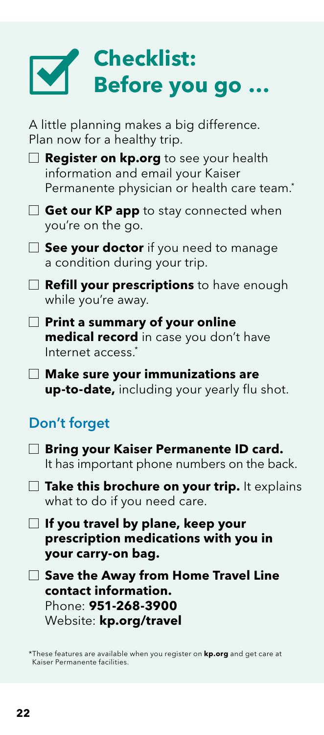# Checklist: Before you go …

A little planning makes a big difference. Plan now for a healthy trip.

- ☐ **Register on kp.org** to see your health information and email your Kaiser Permanente physician or health care team.*
- ☐ **Get our KP app** to stay connected when you're on the go.
- ☐ **See your doctor** if you need to manage a condition during your trip.
- ☐ **Refill your prescriptions** to have enough while you're away.
- ☐ **Print a summary of your online medical record** in case you don't have Internet access.*
- ☐ **Make sure your immunizations are up-to-date,** including your yearly flu shot.

## Don't forget

- ☐ **Bring your Kaiser Permanente ID card.** It has important phone numbers on the back.
- ☐ **Take this brochure on your trip.** It explains what to do if you need care.
- ☐ **If you travel by plane, keep your prescription medications with you in your carry-on bag.**
- ☐ **Save the Away from Home Travel Line contact information.**
  Phone: **951-268-3900**
  Website: **kp.org/travel**

*These features are available when you register on **kp.org** and get care at Kaiser Permanente facilities.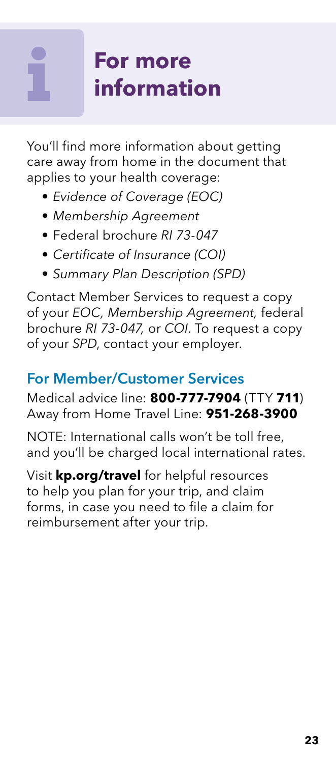# For more information

You'll find more information about getting care away from home in the document that applies to your health coverage:

- *Evidence of Coverage (EOC)*
- *Membership Agreement*
- Federal brochure *RI 73-047*
- *Certificate of Insurance (COI)*
- *Summary Plan Description (SPD)*

Contact Member Services to request a copy of your *EOC, Membership Agreement,* federal brochure *RI 73-047,* or *COI*. To request a copy of your *SPD*, contact your employer.

## For Member/Customer Services

Medical advice line: **800-777-7904** (TTY **711**)
Away from Home Travel Line: **951-268-3900**

NOTE: International calls won't be toll free, and you'll be charged local international rates.

Visit **kp.org/travel** for helpful resources to help you plan for your trip, and claim forms, in case you need to file a claim for reimbursement after your trip.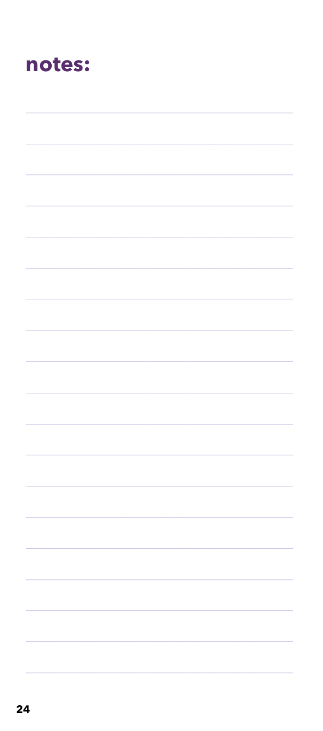## notes: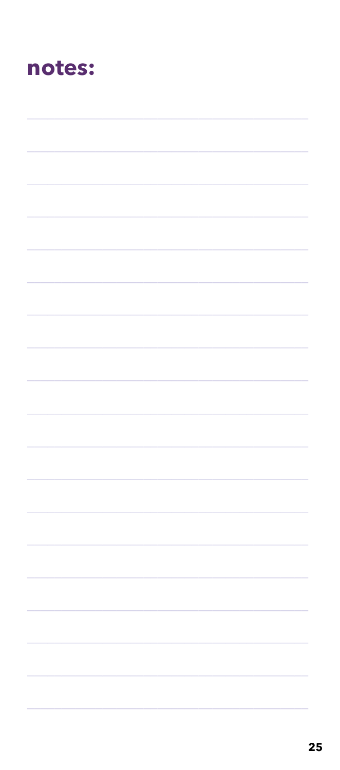# notes: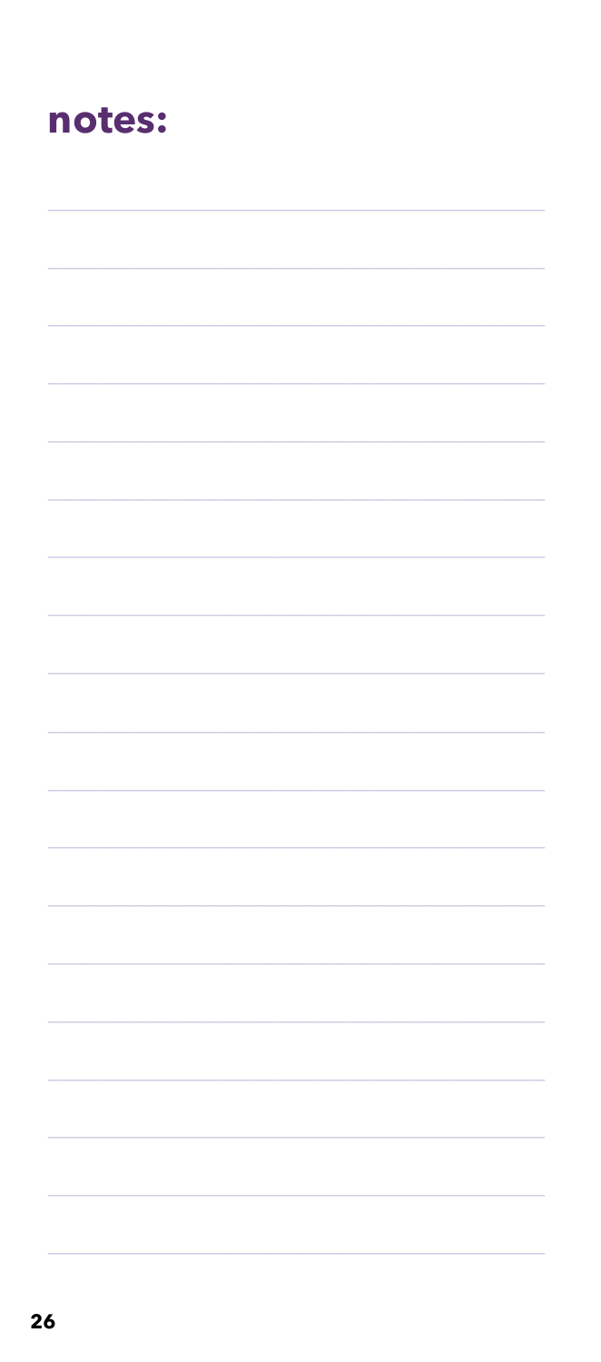## notes: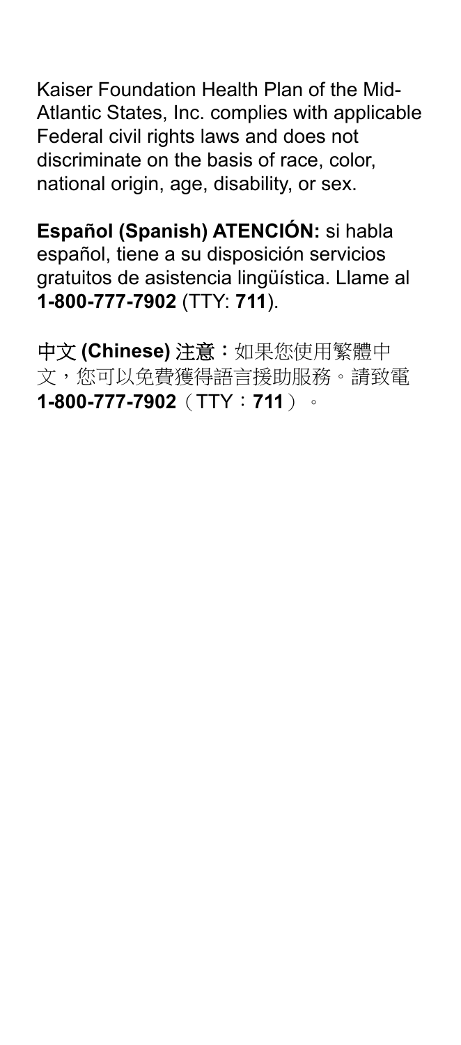Kaiser Foundation Health Plan of the Mid-Atlantic States, Inc. complies with applicable Federal civil rights laws and does not discriminate on the basis of race, color, national origin, age, disability, or sex.

**Español (Spanish) ATENCIÓN:** si habla español, tiene a su disposición servicios gratuitos de asistencia lingüística. Llame al **1-800-777-7902** (TTY: **711**).

**中文 (Chinese) 注意：**如果您使用繁體中文，您可以免費獲得語言援助服務。請致電 **1-800-777-7902**（TTY：**711**）。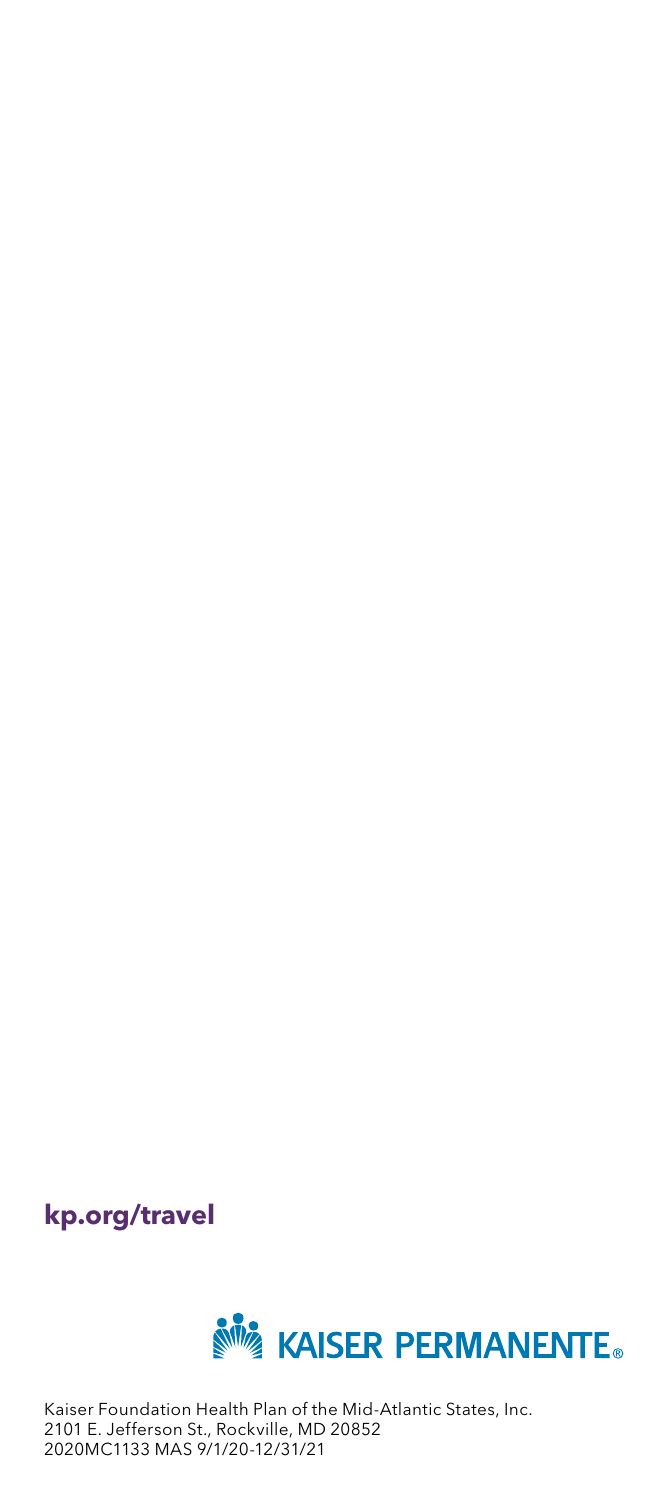**kp.org/travel**

KAISER PERMANENTE®

Kaiser Foundation Health Plan of the Mid-Atlantic States, Inc.
2101 E. Jefferson St., Rockville, MD 20852
2020MC1133 MAS 9/1/20-12/31/21